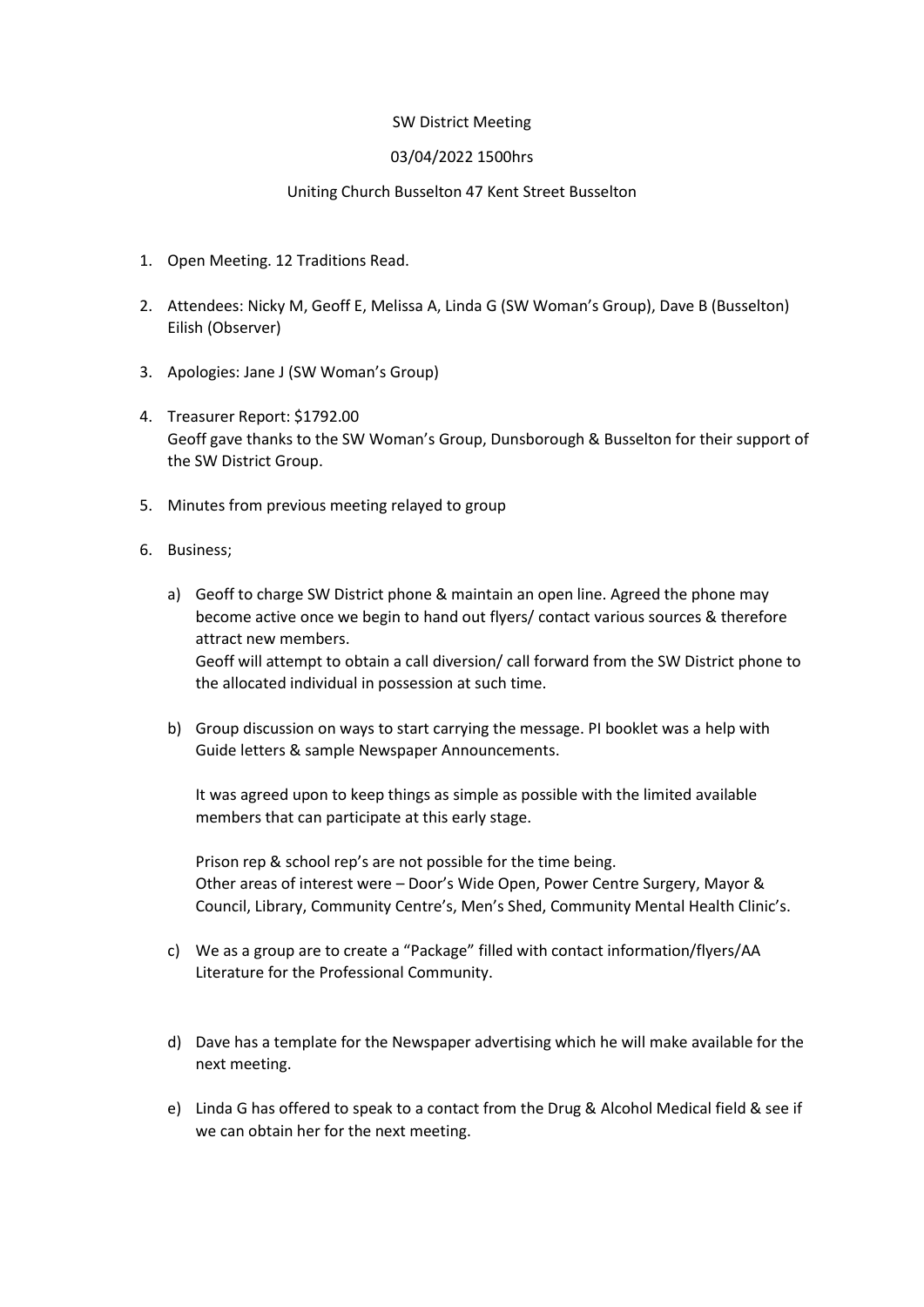SW District Meeting

03/04/2022 1500hrs

Uniting Church Busselton 47 Kent Street Busselton

1. Open Meeting. 12 Traditions Read.

2. Attendees: Nicky M, Geoff E, Melissa A, Linda G (SW Woman's Group), Dave B (Busselton) Eilish (Observer)

3. Apologies: Jane J (SW Woman's Group)

4. Treasurer Report: $1792.00
   Geoff gave thanks to the SW Woman's Group, Dunsborough & Busselton for their support of the SW District Group.

5. Minutes from previous meeting relayed to group

6. Business;

   a) Geoff to charge SW District phone & maintain an open line. Agreed the phone may become active once we begin to hand out flyers/ contact various sources & therefore attract new members.
   Geoff will attempt to obtain a call diversion/ call forward from the SW District phone to the allocated individual in possession at such time.

   b) Group discussion on ways to start carrying the message. PI booklet was a help with Guide letters & sample Newspaper Announcements.

   It was agreed upon to keep things as simple as possible with the limited available members that can participate at this early stage.

   Prison rep & school rep's are not possible for the time being.
   Other areas of interest were – Door's Wide Open, Power Centre Surgery, Mayor & Council, Library, Community Centre's, Men's Shed, Community Mental Health Clinic's.

   c) We as a group are to create a "Package" filled with contact information/flyers/AA Literature for the Professional Community.

   d) Dave has a template for the Newspaper advertising which he will make available for the next meeting.

   e) Linda G has offered to speak to a contact from the Drug & Alcohol Medical field & see if we can obtain her for the next meeting.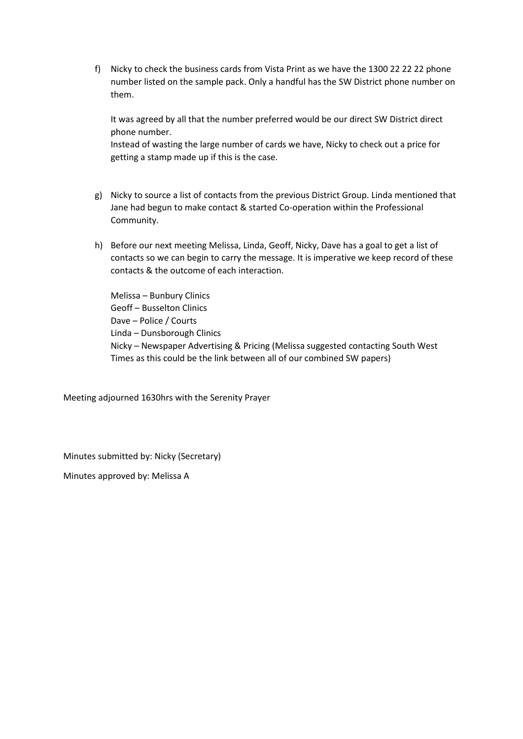f) Nicky to check the business cards from Vista Print as we have the 1300 22 22 22 phone number listed on the sample pack. Only a handful has the SW District phone number on them.

   It was agreed by all that the number preferred would be our direct SW District direct phone number.
   Instead of wasting the large number of cards we have, Nicky to check out a price for getting a stamp made up if this is the case.

g) Nicky to source a list of contacts from the previous District Group. Linda mentioned that Jane had begun to make contact & started Co-operation within the Professional Community.

h) Before our next meeting Melissa, Linda, Geoff, Nicky, Dave has a goal to get a list of contacts so we can begin to carry the message. It is imperative we keep record of these contacts & the outcome of each interaction.

   Melissa – Bunbury Clinics
   Geoff – Busselton Clinics
   Dave – Police / Courts
   Linda – Dunsborough Clinics
   Nicky – Newspaper Advertising & Pricing (Melissa suggested contacting South West Times as this could be the link between all of our combined SW papers)

Meeting adjourned 1630hrs with the Serenity Prayer

Minutes submitted by: Nicky (Secretary)

Minutes approved by: Melissa A